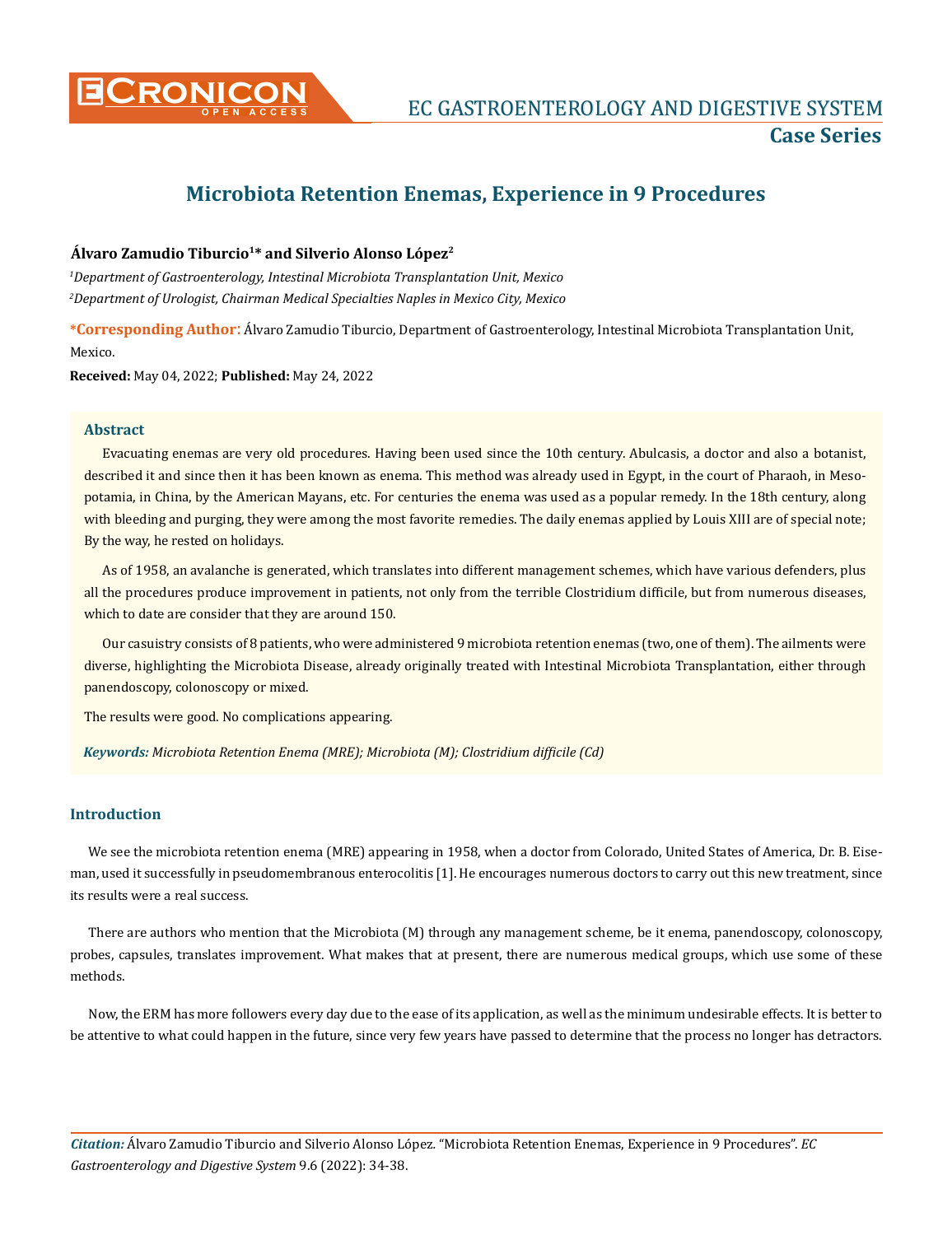# Microbiota Retention Enemas, Experience in 9 Procedures

**Álvaro Zamudio Tiburcio[1]* and Silverio Alonso López[2]**

*[1]Department of Gastroenterology, Intestinal Microbiota Transplantation Unit, Mexico*

*[2]Department of Urologist, Chairman Medical Specialties Naples in Mexico City, Mexico*

**\*Corresponding Author**: Álvaro Zamudio Tiburcio, Department of Gastroenterology, Intestinal Microbiota Transplantation Unit, Mexico.

**Received:** May 04, 2022; **Published:** May 24, 2022

## Abstract

Evacuating enemas are very old procedures. Having been used since the 10th century. Abulcasis, a doctor and also a botanist, described it and since then it has been known as enema. This method was already used in Egypt, in the court of Pharaoh, in Mesopotamia, in China, by the American Mayans, etc. For centuries the enema was used as a popular remedy. In the 18th century, along with bleeding and purging, they were among the most favorite remedies. The daily enemas applied by Louis XIII are of special note; By the way, he rested on holidays.

As of 1958, an avalanche is generated, which translates into different management schemes, which have various defenders, plus all the procedures produce improvement in patients, not only from the terrible Clostridium difficile, but from numerous diseases, which to date are consider that they are around 150.

Our casuistry consists of 8 patients, who were administered 9 microbiota retention enemas (two, one of them). The ailments were diverse, highlighting the Microbiota Disease, already originally treated with Intestinal Microbiota Transplantation, either through panendoscopy, colonoscopy or mixed.

The results were good. No complications appearing.

***Keywords:*** *Microbiota Retention Enema (MRE); Microbiota (M); Clostridium difficile (Cd)*

## Introduction

We see the microbiota retention enema (MRE) appearing in 1958, when a doctor from Colorado, United States of America, Dr. B. Eiseman, used it successfully in pseudomembranous enterocolitis [1]. He encourages numerous doctors to carry out this new treatment, since its results were a real success.

There are authors who mention that the Microbiota (M) through any management scheme, be it enema, panendoscopy, colonoscopy, probes, capsules, translates improvement. What makes that at present, there are numerous medical groups, which use some of these methods.

Now, the ERM has more followers every day due to the ease of its application, as well as the minimum undesirable effects. It is better to be attentive to what could happen in the future, since very few years have passed to determine that the process no longer has detractors.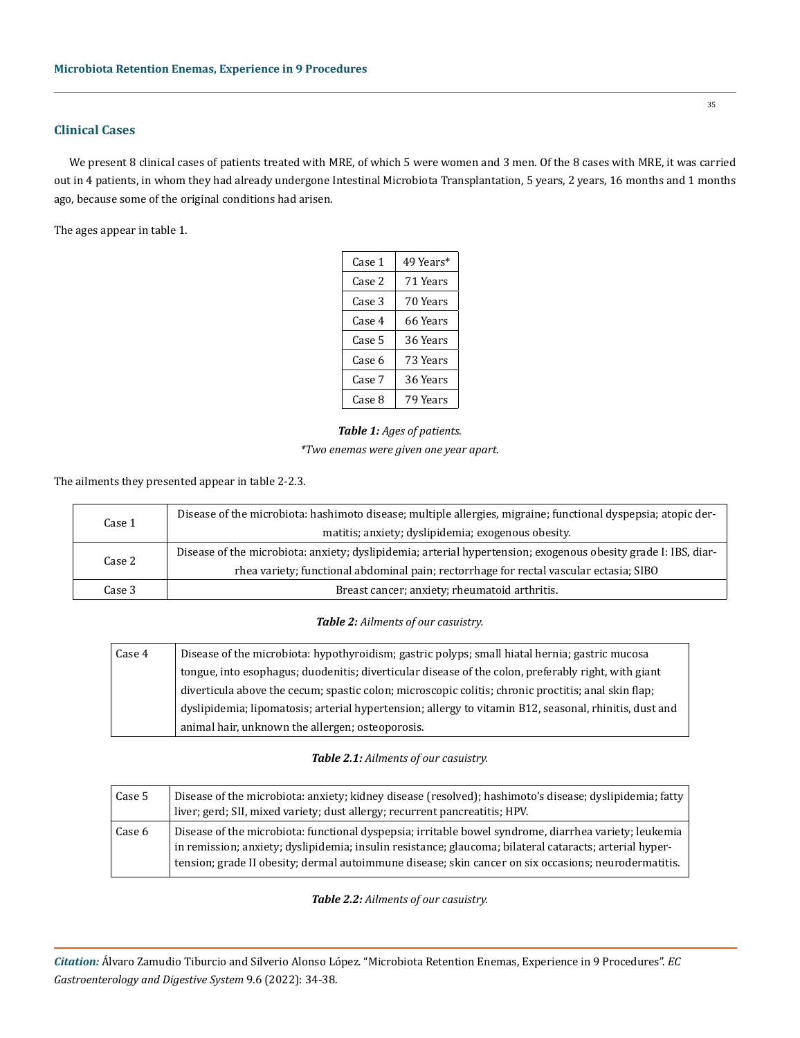## Clinical Cases

We present 8 clinical cases of patients treated with MRE, of which 5 were women and 3 men. Of the 8 cases with MRE, it was carried out in 4 patients, in whom they had already undergone Intestinal Microbiota Transplantation, 5 years, 2 years, 16 months and 1 months ago, because some of the original conditions had arisen.

The ages appear in table 1.

| | |
|---|---|
| Case 1 | 49 Years* |
| Case 2 | 71 Years |
| Case 3 | 70 Years |
| Case 4 | 66 Years |
| Case 5 | 36 Years |
| Case 6 | 73 Years |
| Case 7 | 36 Years |
| Case 8 | 79 Years |

***Table 1:*** *Ages of patients.*

*\*Two enemas were given one year apart.*

The ailments they presented appear in table 2-2.3.

| | |
|---|---|
| Case 1 | Disease of the microbiota: hashimoto disease; multiple allergies, migraine; functional dyspepsia; atopic dermatitis; anxiety; dyslipidemia; exogenous obesity. |
| Case 2 | Disease of the microbiota: anxiety; dyslipidemia; arterial hypertension; exogenous obesity grade I: IBS, diarrhea variety; functional abdominal pain; rectorrhage for rectal vascular ectasia; SIBO |
| Case 3 | Breast cancer; anxiety; rheumatoid arthritis. |

***Table 2:*** *Ailments of our casuistry.*

| | |
|---|---|
| Case 4 | Disease of the microbiota: hypothyroidism; gastric polyps; small hiatal hernia; gastric mucosa tongue, into esophagus; duodenitis; diverticular disease of the colon, preferably right, with giant diverticula above the cecum; spastic colon; microscopic colitis; chronic proctitis; anal skin flap; dyslipidemia; lipomatosis; arterial hypertension; allergy to vitamin B12, seasonal, rhinitis, dust and animal hair, unknown the allergen; osteoporosis. |

***Table 2.1:*** *Ailments of our casuistry.*

| | |
|---|---|
| Case 5 | Disease of the microbiota: anxiety; kidney disease (resolved); hashimoto's disease; dyslipidemia; fatty liver; gerd; SII, mixed variety; dust allergy; recurrent pancreatitis; HPV. |
| Case 6 | Disease of the microbiota: functional dyspepsia; irritable bowel syndrome, diarrhea variety; leukemia in remission; anxiety; dyslipidemia; insulin resistance; glaucoma; bilateral cataracts; arterial hypertension; grade II obesity; dermal autoimmune disease; skin cancer on six occasions; neurodermatitis. |

***Table 2.2:*** *Ailments of our casuistry.*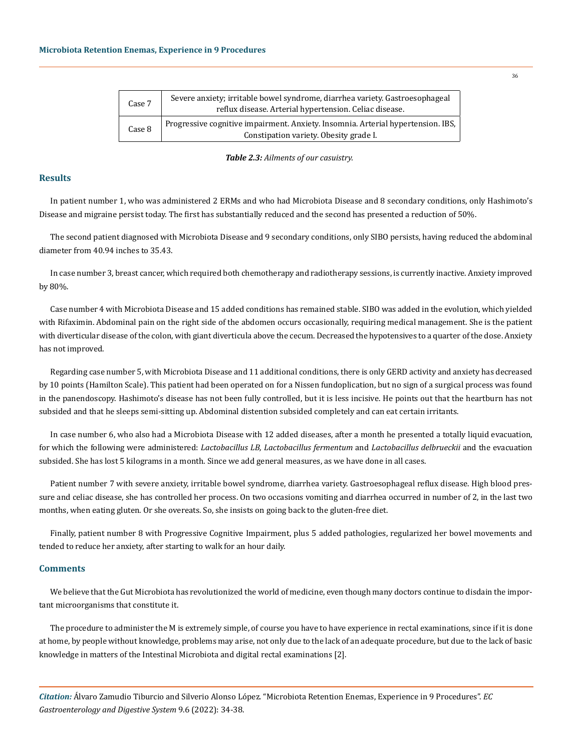| Case 7 | Severe anxiety; irritable bowel syndrome, diarrhea variety. Gastroesophageal reflux disease. Arterial hypertension. Celiac disease. |
|---|---|
| Case 8 | Progressive cognitive impairment. Anxiety. Insomnia. Arterial hypertension. IBS, Constipation variety. Obesity grade I. |

***Table 2.3:*** *Ailments of our casuistry.*

## Results

In patient number 1, who was administered 2 ERMs and who had Microbiota Disease and 8 secondary conditions, only Hashimoto's Disease and migraine persist today. The first has substantially reduced and the second has presented a reduction of 50%.

The second patient diagnosed with Microbiota Disease and 9 secondary conditions, only SIBO persists, having reduced the abdominal diameter from 40.94 inches to 35.43.

In case number 3, breast cancer, which required both chemotherapy and radiotherapy sessions, is currently inactive. Anxiety improved by 80%.

Case number 4 with Microbiota Disease and 15 added conditions has remained stable. SIBO was added in the evolution, which yielded with Rifaximin. Abdominal pain on the right side of the abdomen occurs occasionally, requiring medical management. She is the patient with diverticular disease of the colon, with giant diverticula above the cecum. Decreased the hypotensives to a quarter of the dose. Anxiety has not improved.

Regarding case number 5, with Microbiota Disease and 11 additional conditions, there is only GERD activity and anxiety has decreased by 10 points (Hamilton Scale). This patient had been operated on for a Nissen fundoplication, but no sign of a surgical process was found in the panendoscopy. Hashimoto's disease has not been fully controlled, but it is less incisive. He points out that the heartburn has not subsided and that he sleeps semi-sitting up. Abdominal distention subsided completely and can eat certain irritants.

In case number 6, who also had a Microbiota Disease with 12 added diseases, after a month he presented a totally liquid evacuation, for which the following were administered: *Lactobacillus LB, Lactobacillus fermentum* and *Lactobacillus delbrueckii* and the evacuation subsided. She has lost 5 kilograms in a month. Since we add general measures, as we have done in all cases.

Patient number 7 with severe anxiety, irritable bowel syndrome, diarrhea variety. Gastroesophageal reflux disease. High blood pressure and celiac disease, she has controlled her process. On two occasions vomiting and diarrhea occurred in number of 2, in the last two months, when eating gluten. Or she overeats. So, she insists on going back to the gluten-free diet.

Finally, patient number 8 with Progressive Cognitive Impairment, plus 5 added pathologies, regularized her bowel movements and tended to reduce her anxiety, after starting to walk for an hour daily.

## Comments

We believe that the Gut Microbiota has revolutionized the world of medicine, even though many doctors continue to disdain the important microorganisms that constitute it.

The procedure to administer the M is extremely simple, of course you have to have experience in rectal examinations, since if it is done at home, by people without knowledge, problems may arise, not only due to the lack of an adequate procedure, but due to the lack of basic knowledge in matters of the Intestinal Microbiota and digital rectal examinations [2].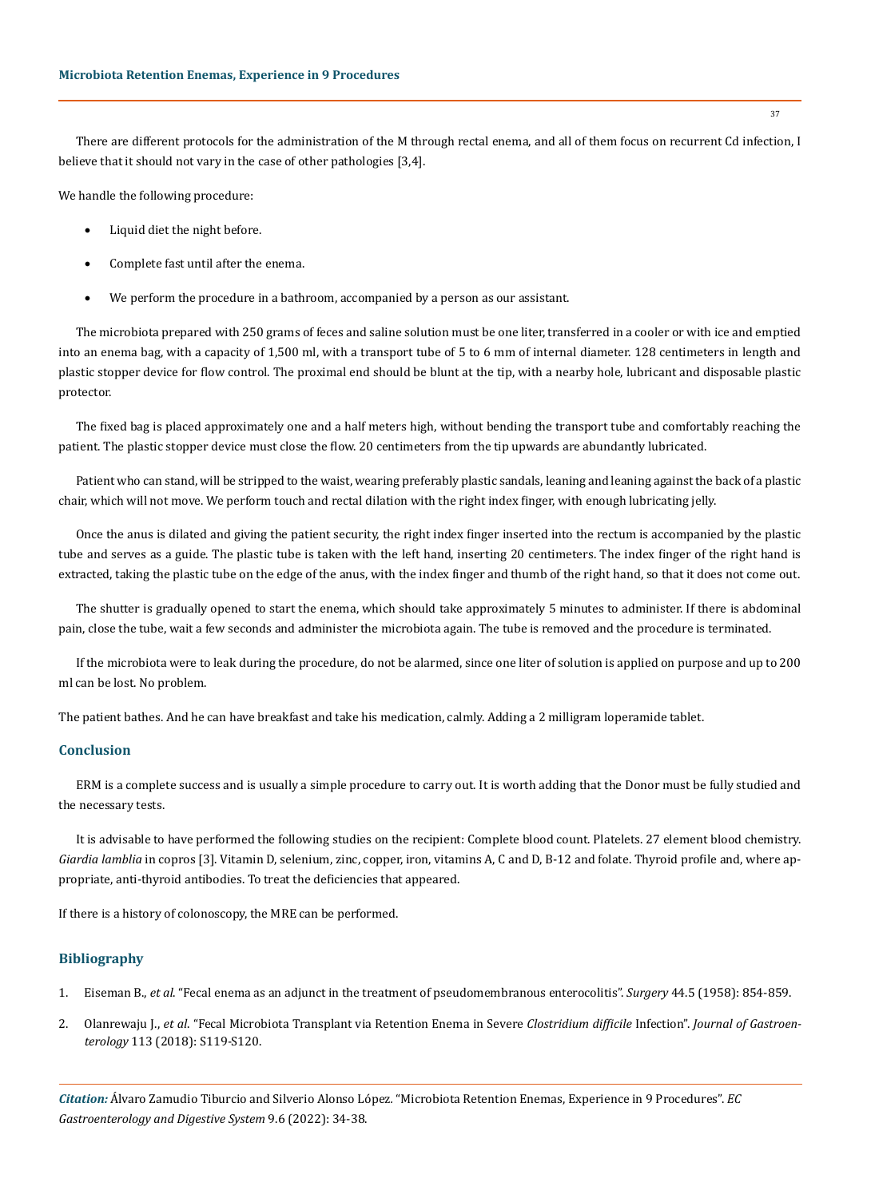There are different protocols for the administration of the M through rectal enema, and all of them focus on recurrent Cd infection, I believe that it should not vary in the case of other pathologies [3,4].

We handle the following procedure:

- Liquid diet the night before.
- Complete fast until after the enema.
- We perform the procedure in a bathroom, accompanied by a person as our assistant.

The microbiota prepared with 250 grams of feces and saline solution must be one liter, transferred in a cooler or with ice and emptied into an enema bag, with a capacity of 1,500 ml, with a transport tube of 5 to 6 mm of internal diameter. 128 centimeters in length and plastic stopper device for flow control. The proximal end should be blunt at the tip, with a nearby hole, lubricant and disposable plastic protector.

The fixed bag is placed approximately one and a half meters high, without bending the transport tube and comfortably reaching the patient. The plastic stopper device must close the flow. 20 centimeters from the tip upwards are abundantly lubricated.

Patient who can stand, will be stripped to the waist, wearing preferably plastic sandals, leaning and leaning against the back of a plastic chair, which will not move. We perform touch and rectal dilation with the right index finger, with enough lubricating jelly.

Once the anus is dilated and giving the patient security, the right index finger inserted into the rectum is accompanied by the plastic tube and serves as a guide. The plastic tube is taken with the left hand, inserting 20 centimeters. The index finger of the right hand is extracted, taking the plastic tube on the edge of the anus, with the index finger and thumb of the right hand, so that it does not come out.

The shutter is gradually opened to start the enema, which should take approximately 5 minutes to administer. If there is abdominal pain, close the tube, wait a few seconds and administer the microbiota again. The tube is removed and the procedure is terminated.

If the microbiota were to leak during the procedure, do not be alarmed, since one liter of solution is applied on purpose and up to 200 ml can be lost. No problem.

The patient bathes. And he can have breakfast and take his medication, calmly. Adding a 2 milligram loperamide tablet.

## Conclusion

ERM is a complete success and is usually a simple procedure to carry out. It is worth adding that the Donor must be fully studied and the necessary tests.

It is advisable to have performed the following studies on the recipient: Complete blood count. Platelets. 27 element blood chemistry. *Giardia lamblia* in copros [3]. Vitamin D, selenium, zinc, copper, iron, vitamins A, C and D, B-12 and folate. Thyroid profile and, where appropriate, anti-thyroid antibodies. To treat the deficiencies that appeared.

If there is a history of colonoscopy, the MRE can be performed.

## Bibliography

1. Eiseman B., *et al.* "Fecal enema as an adjunct in the treatment of pseudomembranous enterocolitis". *Surgery* 44.5 (1958): 854-859.
2. Olanrewaju J., *et al.* "Fecal Microbiota Transplant via Retention Enema in Severe *Clostridium difficile* Infection". *Journal of Gastroenterology* 113 (2018): S119-S120.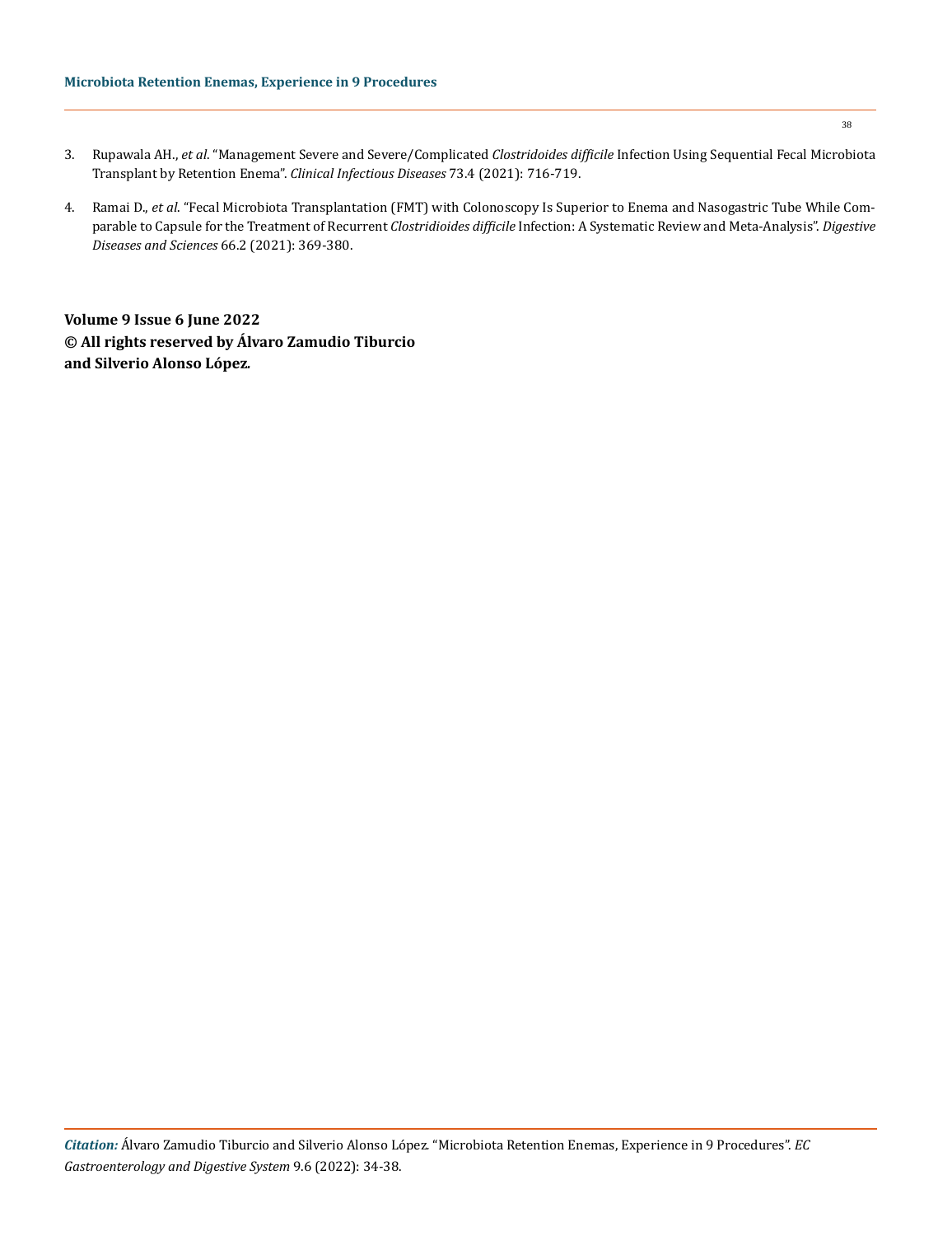3. Rupawala AH., *et al*. "Management Severe and Severe/Complicated *Clostridoides difficile* Infection Using Sequential Fecal Microbiota Transplant by Retention Enema". *Clinical Infectious Diseases* 73.4 (2021): 716-719.

4. Ramai D., *et al*. "Fecal Microbiota Transplantation (FMT) with Colonoscopy Is Superior to Enema and Nasogastric Tube While Comparable to Capsule for the Treatment of Recurrent *Clostridioides difficile* Infection: A Systematic Review and Meta-Analysis". *Digestive Diseases and Sciences* 66.2 (2021): 369-380.

**Volume 9 Issue 6 June 2022**
**© All rights reserved by Álvaro Zamudio Tiburcio and Silverio Alonso López.**